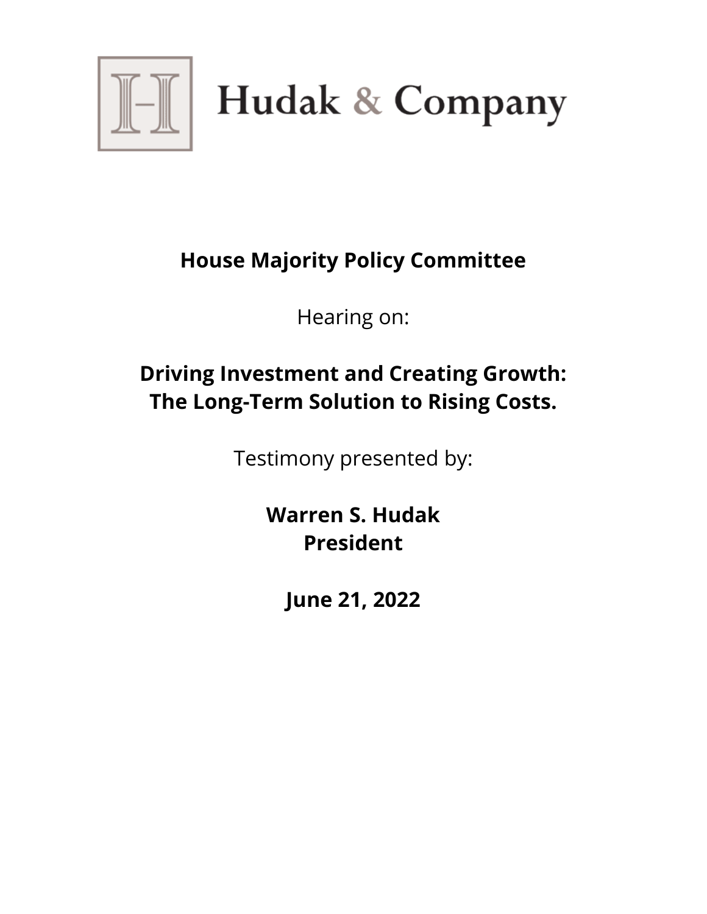# Hudak & Company

**House Majority Policy Committee**

Hearing on:

**Driving Investment and Creating Growth: The Long-Term Solution to Rising Costs.**

Testimony presented by:

**Warren S. Hudak**
**President**

**June 21, 2022**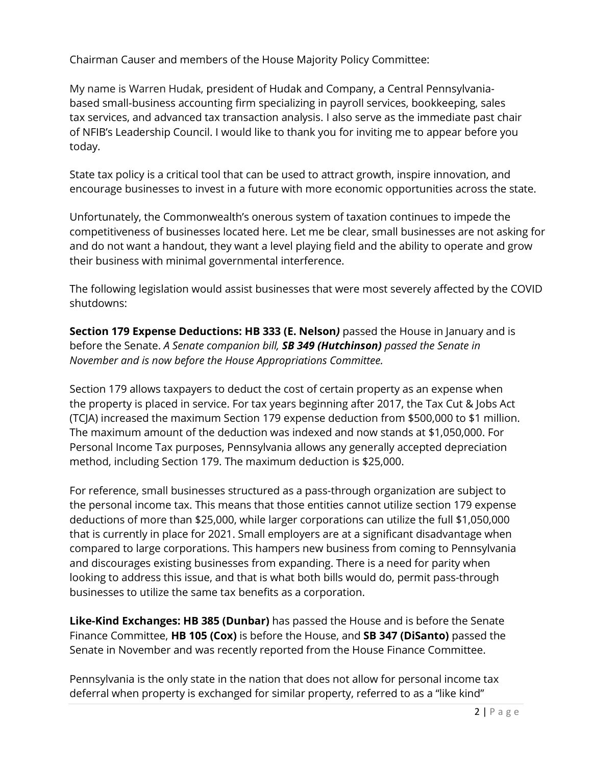Chairman Causer and members of the House Majority Policy Committee:

My name is Warren Hudak, president of Hudak and Company, a Central Pennsylvania-based small-business accounting firm specializing in payroll services, bookkeeping, sales tax services, and advanced tax transaction analysis. I also serve as the immediate past chair of NFIB's Leadership Council. I would like to thank you for inviting me to appear before you today.

State tax policy is a critical tool that can be used to attract growth, inspire innovation, and encourage businesses to invest in a future with more economic opportunities across the state.

Unfortunately, the Commonwealth's onerous system of taxation continues to impede the competitiveness of businesses located here. Let me be clear, small businesses are not asking for and do not want a handout, they want a level playing field and the ability to operate and grow their business with minimal governmental interference.

The following legislation would assist businesses that were most severely affected by the COVID shutdowns:

**Section 179 Expense Deductions: HB 333 (E. Nelson)** passed the House in January and is before the Senate. *A Senate companion bill, **SB 349 (Hutchinson)** passed the Senate in November and is now before the House Appropriations Committee.*

Section 179 allows taxpayers to deduct the cost of certain property as an expense when the property is placed in service. For tax years beginning after 2017, the Tax Cut & Jobs Act (TCJA) increased the maximum Section 179 expense deduction from $500,000 to $1 million. The maximum amount of the deduction was indexed and now stands at $1,050,000. For Personal Income Tax purposes, Pennsylvania allows any generally accepted depreciation method, including Section 179. The maximum deduction is $25,000.

For reference, small businesses structured as a pass-through organization are subject to the personal income tax. This means that those entities cannot utilize section 179 expense deductions of more than $25,000, while larger corporations can utilize the full $1,050,000 that is currently in place for 2021. Small employers are at a significant disadvantage when compared to large corporations. This hampers new business from coming to Pennsylvania and discourages existing businesses from expanding. There is a need for parity when looking to address this issue, and that is what both bills would do, permit pass-through businesses to utilize the same tax benefits as a corporation.

**Like-Kind Exchanges: HB 385 (Dunbar)** has passed the House and is before the Senate Finance Committee, **HB 105 (Cox)** is before the House, and **SB 347 (DiSanto)** passed the Senate in November and was recently reported from the House Finance Committee.

Pennsylvania is the only state in the nation that does not allow for personal income tax deferral when property is exchanged for similar property, referred to as a "like kind"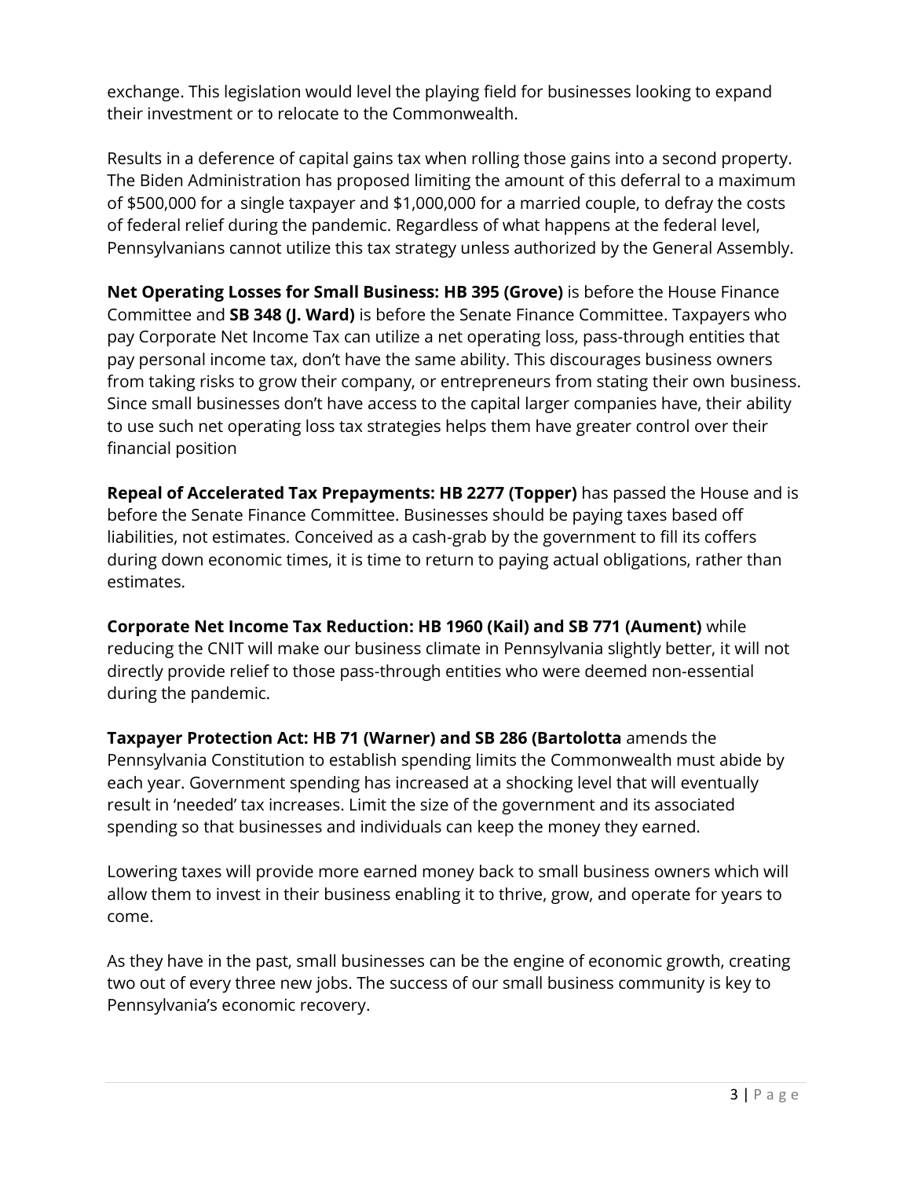exchange. This legislation would level the playing field for businesses looking to expand their investment or to relocate to the Commonwealth.

Results in a deference of capital gains tax when rolling those gains into a second property. The Biden Administration has proposed limiting the amount of this deferral to a maximum of $500,000 for a single taxpayer and $1,000,000 for a married couple, to defray the costs of federal relief during the pandemic. Regardless of what happens at the federal level, Pennsylvanians cannot utilize this tax strategy unless authorized by the General Assembly.

**Net Operating Losses for Small Business: HB 395 (Grove)** is before the House Finance Committee and **SB 348 (J. Ward)** is before the Senate Finance Committee. Taxpayers who pay Corporate Net Income Tax can utilize a net operating loss, pass-through entities that pay personal income tax, don't have the same ability. This discourages business owners from taking risks to grow their company, or entrepreneurs from stating their own business. Since small businesses don't have access to the capital larger companies have, their ability to use such net operating loss tax strategies helps them have greater control over their financial position

**Repeal of Accelerated Tax Prepayments: HB 2277 (Topper)** has passed the House and is before the Senate Finance Committee. Businesses should be paying taxes based off liabilities, not estimates. Conceived as a cash-grab by the government to fill its coffers during down economic times, it is time to return to paying actual obligations, rather than estimates.

**Corporate Net Income Tax Reduction: HB 1960 (Kail) and SB 771 (Aument)** while reducing the CNIT will make our business climate in Pennsylvania slightly better, it will not directly provide relief to those pass-through entities who were deemed non-essential during the pandemic.

**Taxpayer Protection Act: HB 71 (Warner) and SB 286 (Bartolotta** amends the Pennsylvania Constitution to establish spending limits the Commonwealth must abide by each year. Government spending has increased at a shocking level that will eventually result in 'needed' tax increases. Limit the size of the government and its associated spending so that businesses and individuals can keep the money they earned.

Lowering taxes will provide more earned money back to small business owners which will allow them to invest in their business enabling it to thrive, grow, and operate for years to come.

As they have in the past, small businesses can be the engine of economic growth, creating two out of every three new jobs. The success of our small business community is key to Pennsylvania's economic recovery.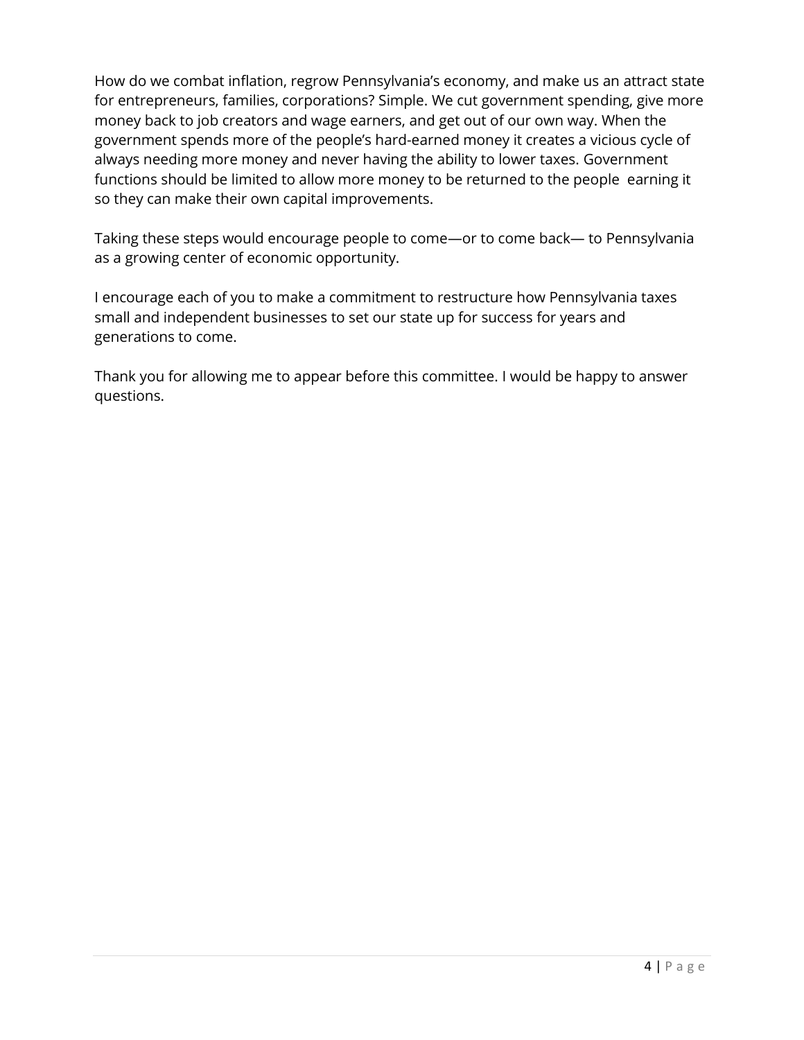How do we combat inflation, regrow Pennsylvania's economy, and make us an attract state for entrepreneurs, families, corporations? Simple. We cut government spending, give more money back to job creators and wage earners, and get out of our own way. When the government spends more of the people's hard-earned money it creates a vicious cycle of always needing more money and never having the ability to lower taxes. Government functions should be limited to allow more money to be returned to the people earning it so they can make their own capital improvements.

Taking these steps would encourage people to come—or to come back— to Pennsylvania as a growing center of economic opportunity.

I encourage each of you to make a commitment to restructure how Pennsylvania taxes small and independent businesses to set our state up for success for years and generations to come.

Thank you for allowing me to appear before this committee. I would be happy to answer questions.